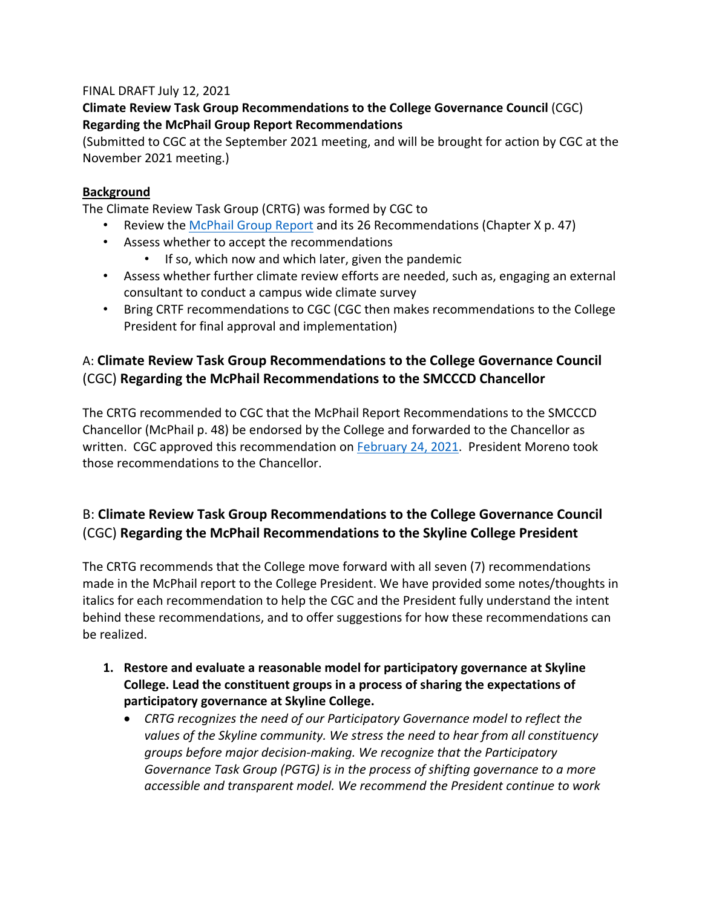FINAL DRAFT July 12, 2021

**Climate Review Task Group Recommendations to the College Governance Council** (CGC)
**Regarding the McPhail Group Report Recommendations**

(Submitted to CGC at the September 2021 meeting, and will be brought for action by CGC at the November 2021 meeting.)

**Background**

The Climate Review Task Group (CRTG) was formed by CGC to

- Review the McPhail Group Report and its 26 Recommendations (Chapter X p. 47)
- Assess whether to accept the recommendations
  - If so, which now and which later, given the pandemic
- Assess whether further climate review efforts are needed, such as, engaging an external consultant to conduct a campus wide climate survey
- Bring CRTF recommendations to CGC (CGC then makes recommendations to the College President for final approval and implementation)

## A: **Climate Review Task Group Recommendations to the College Governance Council** (CGC) **Regarding the McPhail Recommendations to the SMCCCD Chancellor**

The CRTG recommended to CGC that the McPhail Report Recommendations to the SMCCCD Chancellor (McPhail p. 48) be endorsed by the College and forwarded to the Chancellor as written. CGC approved this recommendation on February 24, 2021. President Moreno took those recommendations to the Chancellor.

## B: **Climate Review Task Group Recommendations to the College Governance Council** (CGC) **Regarding the McPhail Recommendations to the Skyline College President**

The CRTG recommends that the College move forward with all seven (7) recommendations made in the McPhail report to the College President. We have provided some notes/thoughts in italics for each recommendation to help the CGC and the President fully understand the intent behind these recommendations, and to offer suggestions for how these recommendations can be realized.

1. **Restore and evaluate a reasonable model for participatory governance at Skyline College. Lead the constituent groups in a process of sharing the expectations of participatory governance at Skyline College.**
   - *CRTG recognizes the need of our Participatory Governance model to reflect the values of the Skyline community. We stress the need to hear from all constituency groups before major decision-making. We recognize that the Participatory Governance Task Group (PGTG) is in the process of shifting governance to a more accessible and transparent model. We recommend the President continue to work*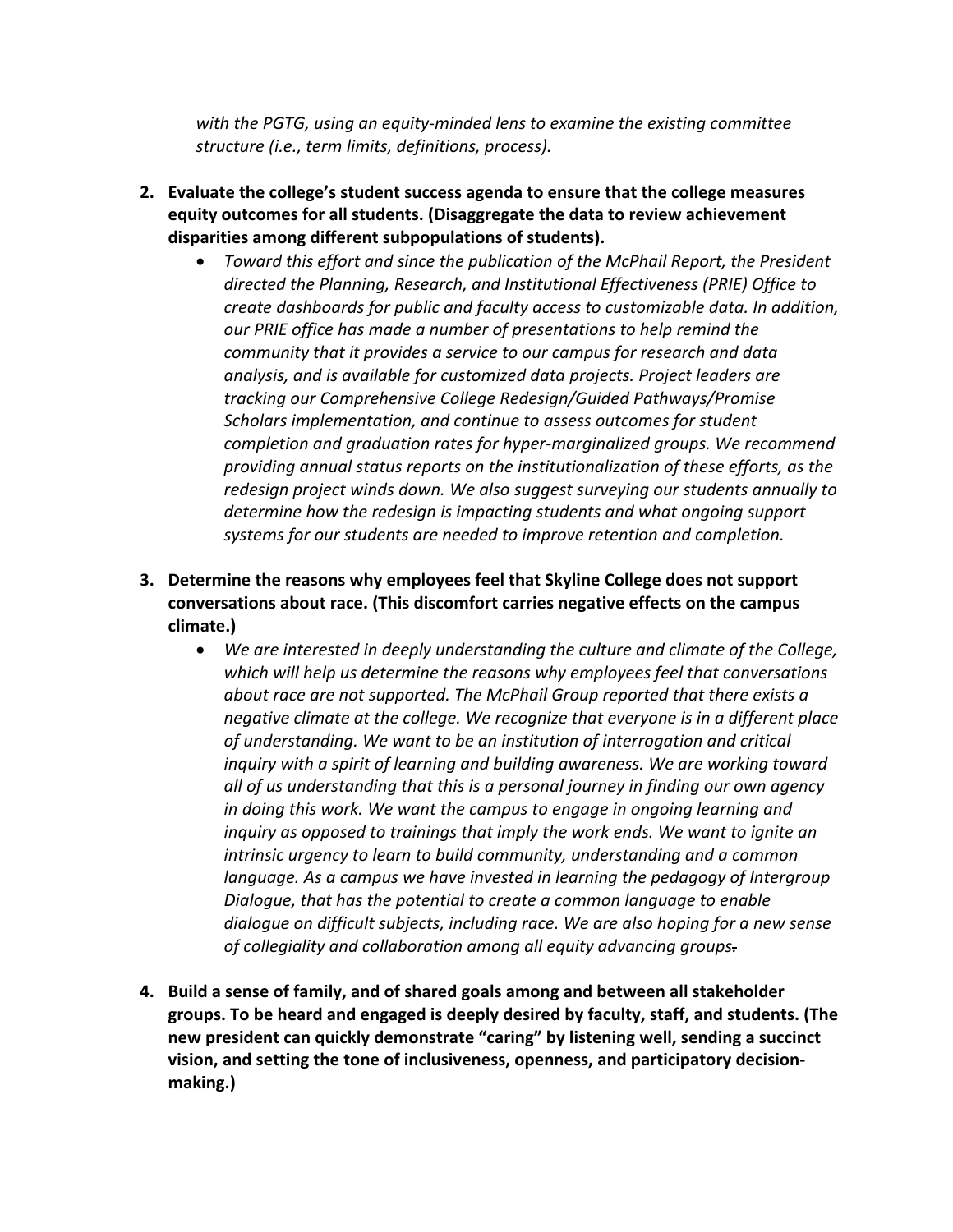*with the PGTG, using an equity-minded lens to examine the existing committee structure (i.e., term limits, definitions, process).*

2. **Evaluate the college's student success agenda to ensure that the college measures equity outcomes for all students. (Disaggregate the data to review achievement disparities among different subpopulations of students).**
   - *Toward this effort and since the publication of the McPhail Report, the President directed the Planning, Research, and Institutional Effectiveness (PRIE) Office to create dashboards for public and faculty access to customizable data. In addition, our PRIE office has made a number of presentations to help remind the community that it provides a service to our campus for research and data analysis, and is available for customized data projects. Project leaders are tracking our Comprehensive College Redesign/Guided Pathways/Promise Scholars implementation, and continue to assess outcomes for student completion and graduation rates for hyper-marginalized groups. We recommend providing annual status reports on the institutionalization of these efforts, as the redesign project winds down. We also suggest surveying our students annually to determine how the redesign is impacting students and what ongoing support systems for our students are needed to improve retention and completion.*

3. **Determine the reasons why employees feel that Skyline College does not support conversations about race. (This discomfort carries negative effects on the campus climate.)**
   - *We are interested in deeply understanding the culture and climate of the College, which will help us determine the reasons why employees feel that conversations about race are not supported. The McPhail Group reported that there exists a negative climate at the college. We recognize that everyone is in a different place of understanding. We want to be an institution of interrogation and critical inquiry with a spirit of learning and building awareness. We are working toward all of us understanding that this is a personal journey in finding our own agency in doing this work. We want the campus to engage in ongoing learning and inquiry as opposed to trainings that imply the work ends. We want to ignite an intrinsic urgency to learn to build community, understanding and a common language. As a campus we have invested in learning the pedagogy of Intergroup Dialogue, that has the potential to create a common language to enable dialogue on difficult subjects, including race. We are also hoping for a new sense of collegiality and collaboration among all equity advancing groups.*

4. **Build a sense of family, and of shared goals among and between all stakeholder groups. To be heard and engaged is deeply desired by faculty, staff, and students. (The new president can quickly demonstrate "caring" by listening well, sending a succinct vision, and setting the tone of inclusiveness, openness, and participatory decision-making.)**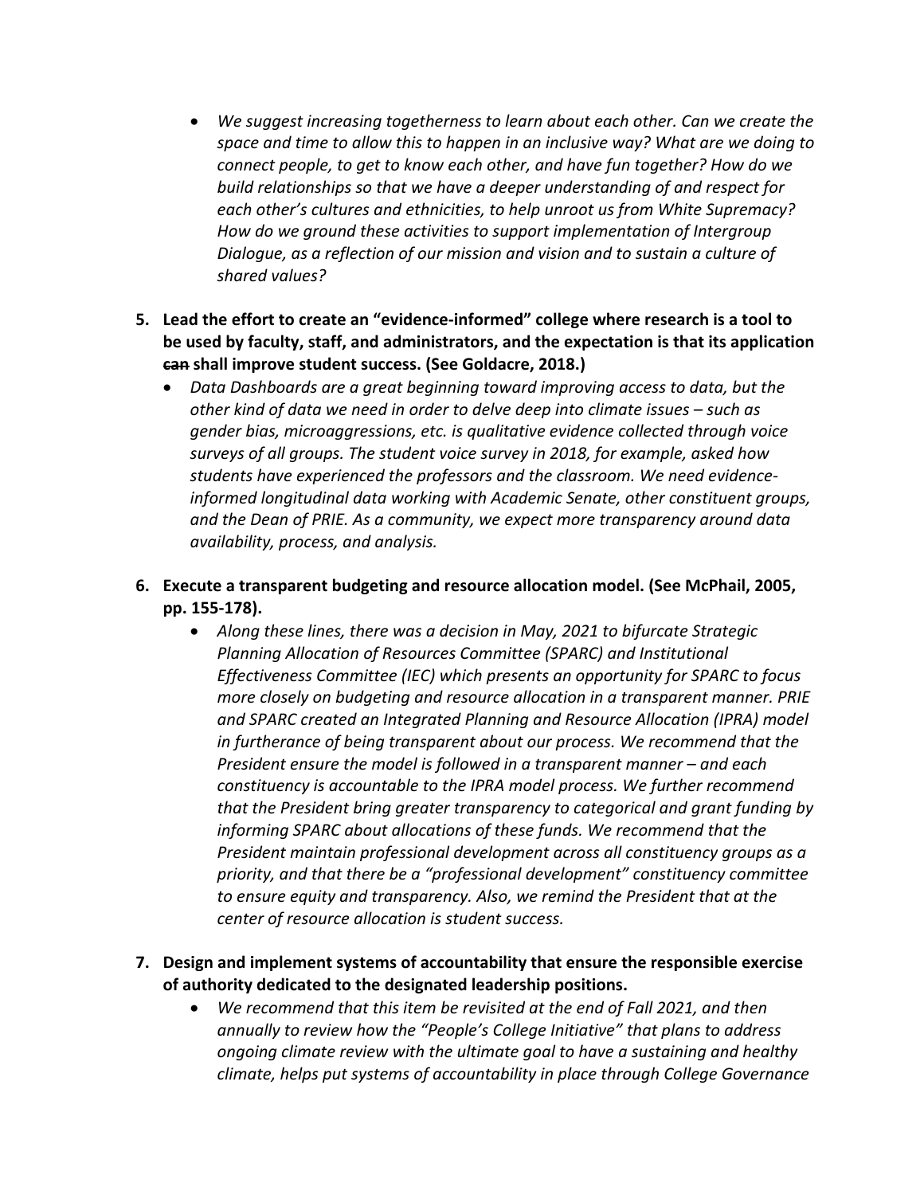- *We suggest increasing togetherness to learn about each other. Can we create the space and time to allow this to happen in an inclusive way? What are we doing to connect people, to get to know each other, and have fun together? How do we build relationships so that we have a deeper understanding of and respect for each other's cultures and ethnicities, to help unroot us from White Supremacy? How do we ground these activities to support implementation of Intergroup Dialogue, as a reflection of our mission and vision and to sustain a culture of shared values?*

5. **Lead the effort to create an "evidence-informed" college where research is a tool to be used by faculty, staff, and administrators, and the expectation is that its application ~~can~~ shall improve student success. (See Goldacre, 2018.)**
   - *Data Dashboards are a great beginning toward improving access to data, but the other kind of data we need in order to delve deep into climate issues – such as gender bias, microaggressions, etc. is qualitative evidence collected through voice surveys of all groups. The student voice survey in 2018, for example, asked how students have experienced the professors and the classroom. We need evidence-informed longitudinal data working with Academic Senate, other constituent groups, and the Dean of PRIE. As a community, we expect more transparency around data availability, process, and analysis.*

6. **Execute a transparent budgeting and resource allocation model. (See McPhail, 2005, pp. 155-178).**
   - *Along these lines, there was a decision in May, 2021 to bifurcate Strategic Planning Allocation of Resources Committee (SPARC) and Institutional Effectiveness Committee (IEC) which presents an opportunity for SPARC to focus more closely on budgeting and resource allocation in a transparent manner. PRIE and SPARC created an Integrated Planning and Resource Allocation (IPRA) model in furtherance of being transparent about our process. We recommend that the President ensure the model is followed in a transparent manner – and each constituency is accountable to the IPRA model process. We further recommend that the President bring greater transparency to categorical and grant funding by informing SPARC about allocations of these funds. We recommend that the President maintain professional development across all constituency groups as a priority, and that there be a "professional development" constituency committee to ensure equity and transparency. Also, we remind the President that at the center of resource allocation is student success.*

7. **Design and implement systems of accountability that ensure the responsible exercise of authority dedicated to the designated leadership positions.**
   - *We recommend that this item be revisited at the end of Fall 2021, and then annually to review how the "People's College Initiative" that plans to address ongoing climate review with the ultimate goal to have a sustaining and healthy climate, helps put systems of accountability in place through College Governance*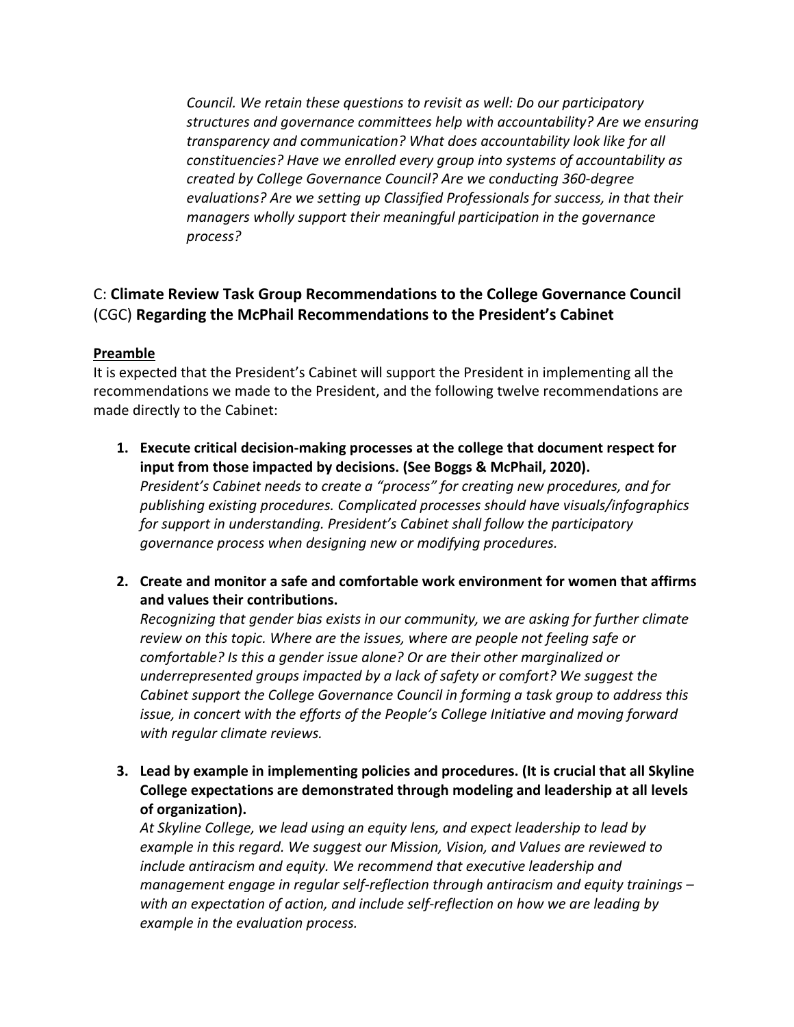*Council. We retain these questions to revisit as well: Do our participatory structures and governance committees help with accountability? Are we ensuring transparency and communication? What does accountability look like for all constituencies? Have we enrolled every group into systems of accountability as created by College Governance Council? Are we conducting 360-degree evaluations? Are we setting up Classified Professionals for success, in that their managers wholly support their meaningful participation in the governance process?*

## C: **Climate Review Task Group Recommendations to the College Governance Council** (CGC) **Regarding the McPhail Recommendations to the President's Cabinet**

**Preamble**

It is expected that the President's Cabinet will support the President in implementing all the recommendations we made to the President, and the following twelve recommendations are made directly to the Cabinet:

1. **Execute critical decision-making processes at the college that document respect for input from those impacted by decisions. (See Boggs & McPhail, 2020).**
   *President's Cabinet needs to create a "process" for creating new procedures, and for publishing existing procedures. Complicated processes should have visuals/infographics for support in understanding. President's Cabinet shall follow the participatory governance process when designing new or modifying procedures.*

2. **Create and monitor a safe and comfortable work environment for women that affirms and values their contributions.**
   *Recognizing that gender bias exists in our community, we are asking for further climate review on this topic. Where are the issues, where are people not feeling safe or comfortable? Is this a gender issue alone? Or are their other marginalized or underrepresented groups impacted by a lack of safety or comfort? We suggest the Cabinet support the College Governance Council in forming a task group to address this issue, in concert with the efforts of the People's College Initiative and moving forward with regular climate reviews.*

3. **Lead by example in implementing policies and procedures. (It is crucial that all Skyline College expectations are demonstrated through modeling and leadership at all levels of organization).**
   *At Skyline College, we lead using an equity lens, and expect leadership to lead by example in this regard. We suggest our Mission, Vision, and Values are reviewed to include antiracism and equity. We recommend that executive leadership and management engage in regular self-reflection through antiracism and equity trainings – with an expectation of action, and include self-reflection on how we are leading by example in the evaluation process.*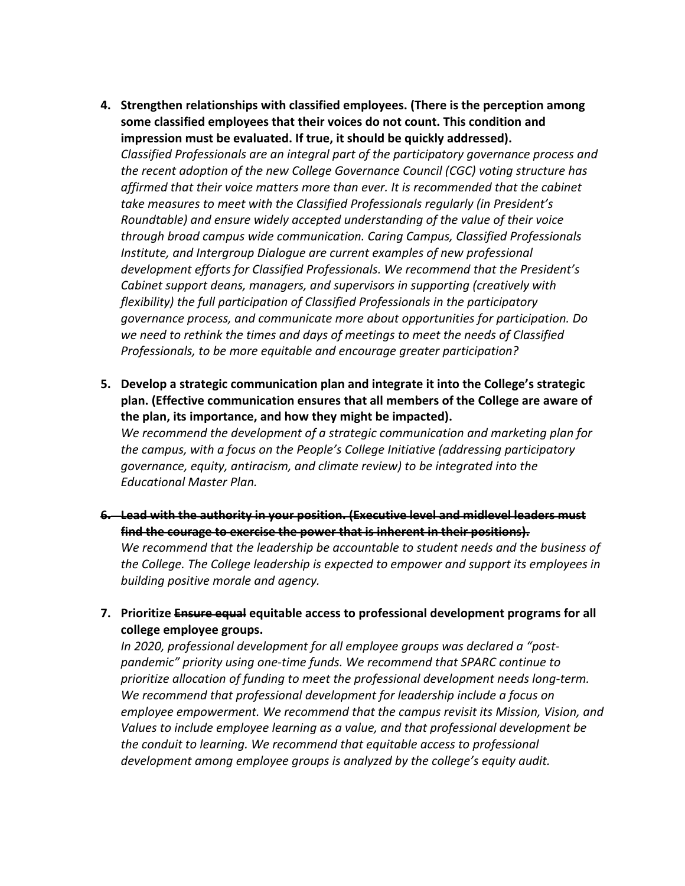4. **Strengthen relationships with classified employees. (There is the perception among some classified employees that their voices do not count. This condition and impression must be evaluated. If true, it should be quickly addressed).**
   *Classified Professionals are an integral part of the participatory governance process and the recent adoption of the new College Governance Council (CGC) voting structure has affirmed that their voice matters more than ever. It is recommended that the cabinet take measures to meet with the Classified Professionals regularly (in President's Roundtable) and ensure widely accepted understanding of the value of their voice through broad campus wide communication. Caring Campus, Classified Professionals Institute, and Intergroup Dialogue are current examples of new professional development efforts for Classified Professionals. We recommend that the President's Cabinet support deans, managers, and supervisors in supporting (creatively with flexibility) the full participation of Classified Professionals in the participatory governance process, and communicate more about opportunities for participation. Do we need to rethink the times and days of meetings to meet the needs of Classified Professionals, to be more equitable and encourage greater participation?*

5. **Develop a strategic communication plan and integrate it into the College's strategic plan. (Effective communication ensures that all members of the College are aware of the plan, its importance, and how they might be impacted).**
   *We recommend the development of a strategic communication and marketing plan for the campus, with a focus on the People's College Initiative (addressing participatory governance, equity, antiracism, and climate review) to be integrated into the Educational Master Plan.*

6. ~~**Lead with the authority in your position. (Executive level and midlevel leaders must find the courage to exercise the power that is inherent in their positions).**~~
   *We recommend that the leadership be accountable to student needs and the business of the College. The College leadership is expected to empower and support its employees in building positive morale and agency.*

7. **Prioritize ~~Ensure equal~~ equitable access to professional development programs for all college employee groups.**
   *In 2020, professional development for all employee groups was declared a "post-pandemic" priority using one-time funds. We recommend that SPARC continue to prioritize allocation of funding to meet the professional development needs long-term. We recommend that professional development for leadership include a focus on employee empowerment. We recommend that the campus revisit its Mission, Vision, and Values to include employee learning as a value, and that professional development be the conduit to learning. We recommend that equitable access to professional development among employee groups is analyzed by the college's equity audit.*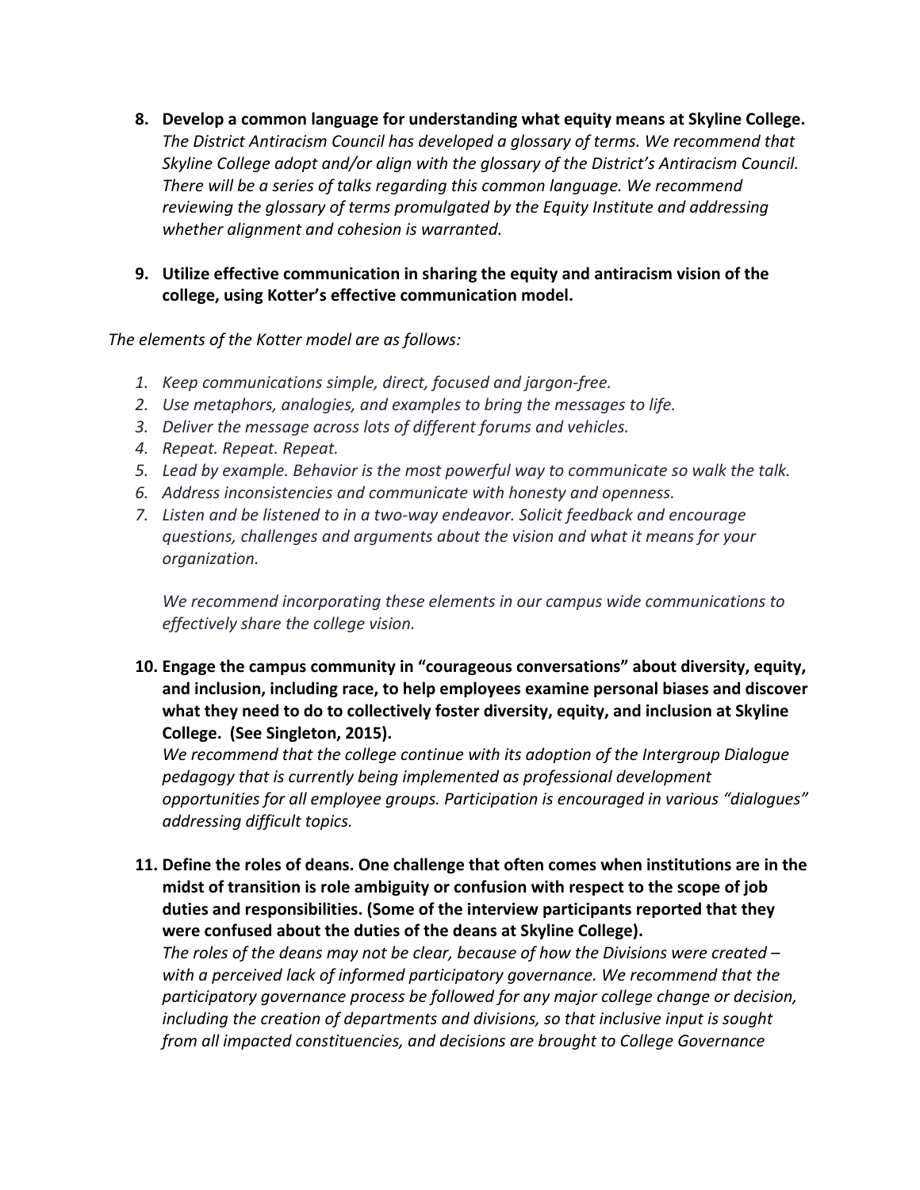8. **Develop a common language for understanding what equity means at Skyline College.**
   *The District Antiracism Council has developed a glossary of terms. We recommend that Skyline College adopt and/or align with the glossary of the District's Antiracism Council. There will be a series of talks regarding this common language. We recommend reviewing the glossary of terms promulgated by the Equity Institute and addressing whether alignment and cohesion is warranted.*

9. **Utilize effective communication in sharing the equity and antiracism vision of the college, using Kotter's effective communication model.**

*The elements of the Kotter model are as follows:*

1. *Keep communications simple, direct, focused and jargon-free.*
2. *Use metaphors, analogies, and examples to bring the messages to life.*
3. *Deliver the message across lots of different forums and vehicles.*
4. *Repeat. Repeat. Repeat.*
5. *Lead by example. Behavior is the most powerful way to communicate so walk the talk.*
6. *Address inconsistencies and communicate with honesty and openness.*
7. *Listen and be listened to in a two-way endeavor. Solicit feedback and encourage questions, challenges and arguments about the vision and what it means for your organization.*

   *We recommend incorporating these elements in our campus wide communications to effectively share the college vision.*

10. **Engage the campus community in "courageous conversations" about diversity, equity, and inclusion, including race, to help employees examine personal biases and discover what they need to do to collectively foster diversity, equity, and inclusion at Skyline College. (See Singleton, 2015).**
    *We recommend that the college continue with its adoption of the Intergroup Dialogue pedagogy that is currently being implemented as professional development opportunities for all employee groups. Participation is encouraged in various "dialogues" addressing difficult topics.*

11. **Define the roles of deans. One challenge that often comes when institutions are in the midst of transition is role ambiguity or confusion with respect to the scope of job duties and responsibilities. (Some of the interview participants reported that they were confused about the duties of the deans at Skyline College).**
    *The roles of the deans may not be clear, because of how the Divisions were created – with a perceived lack of informed participatory governance. We recommend that the participatory governance process be followed for any major college change or decision, including the creation of departments and divisions, so that inclusive input is sought from all impacted constituencies, and decisions are brought to College Governance*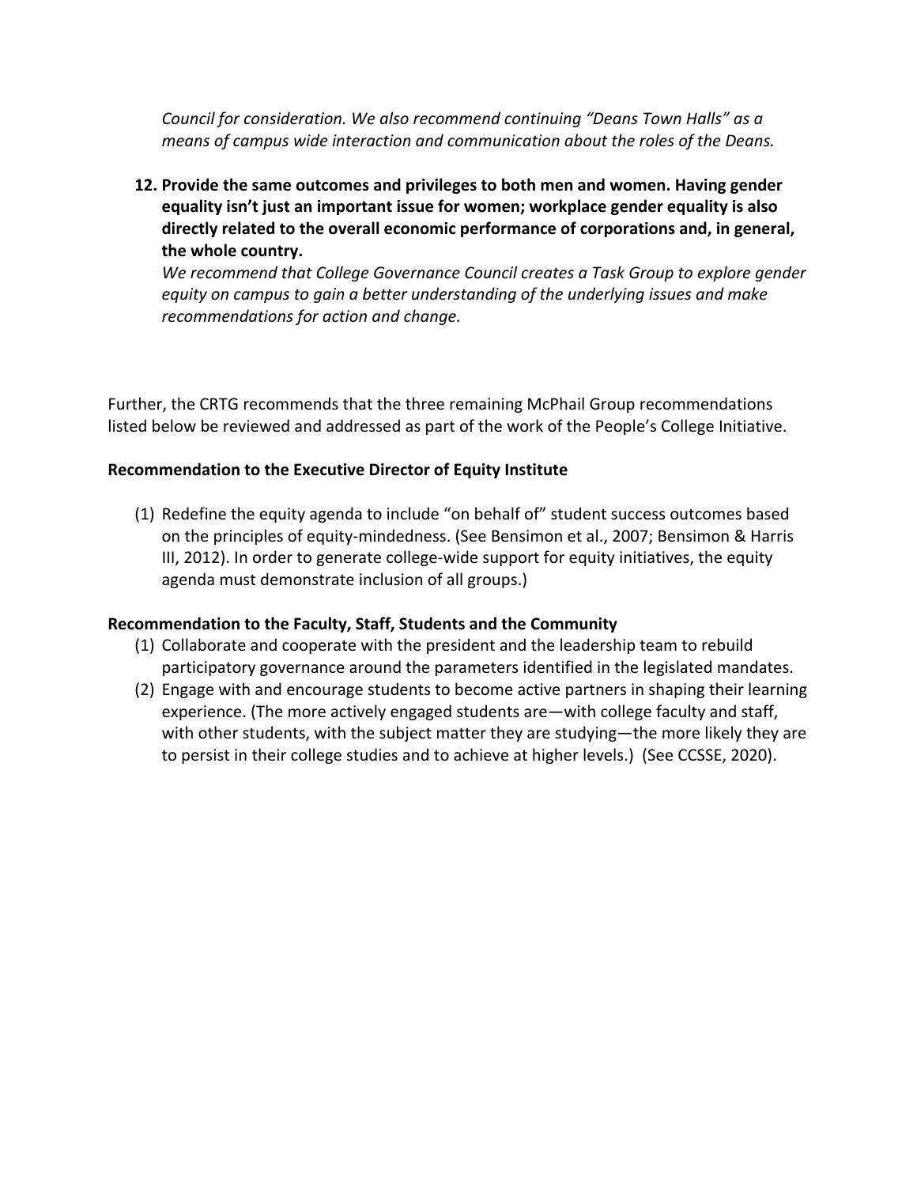*Council for consideration. We also recommend continuing "Deans Town Halls" as a means of campus wide interaction and communication about the roles of the Deans.*

12. **Provide the same outcomes and privileges to both men and women. Having gender equality isn't just an important issue for women; workplace gender equality is also directly related to the overall economic performance of corporations and, in general, the whole country.**
    *We recommend that College Governance Council creates a Task Group to explore gender equity on campus to gain a better understanding of the underlying issues and make recommendations for action and change.*

Further, the CRTG recommends that the three remaining McPhail Group recommendations listed below be reviewed and addressed as part of the work of the People's College Initiative.

**Recommendation to the Executive Director of Equity Institute**

(1) Redefine the equity agenda to include "on behalf of" student success outcomes based on the principles of equity-mindedness. (See Bensimon et al., 2007; Bensimon & Harris III, 2012). In order to generate college-wide support for equity initiatives, the equity agenda must demonstrate inclusion of all groups.)

**Recommendation to the Faculty, Staff, Students and the Community**

(1) Collaborate and cooperate with the president and the leadership team to rebuild participatory governance around the parameters identified in the legislated mandates.
(2) Engage with and encourage students to become active partners in shaping their learning experience. (The more actively engaged students are—with college faculty and staff, with other students, with the subject matter they are studying—the more likely they are to persist in their college studies and to achieve at higher levels.) (See CCSSE, 2020).